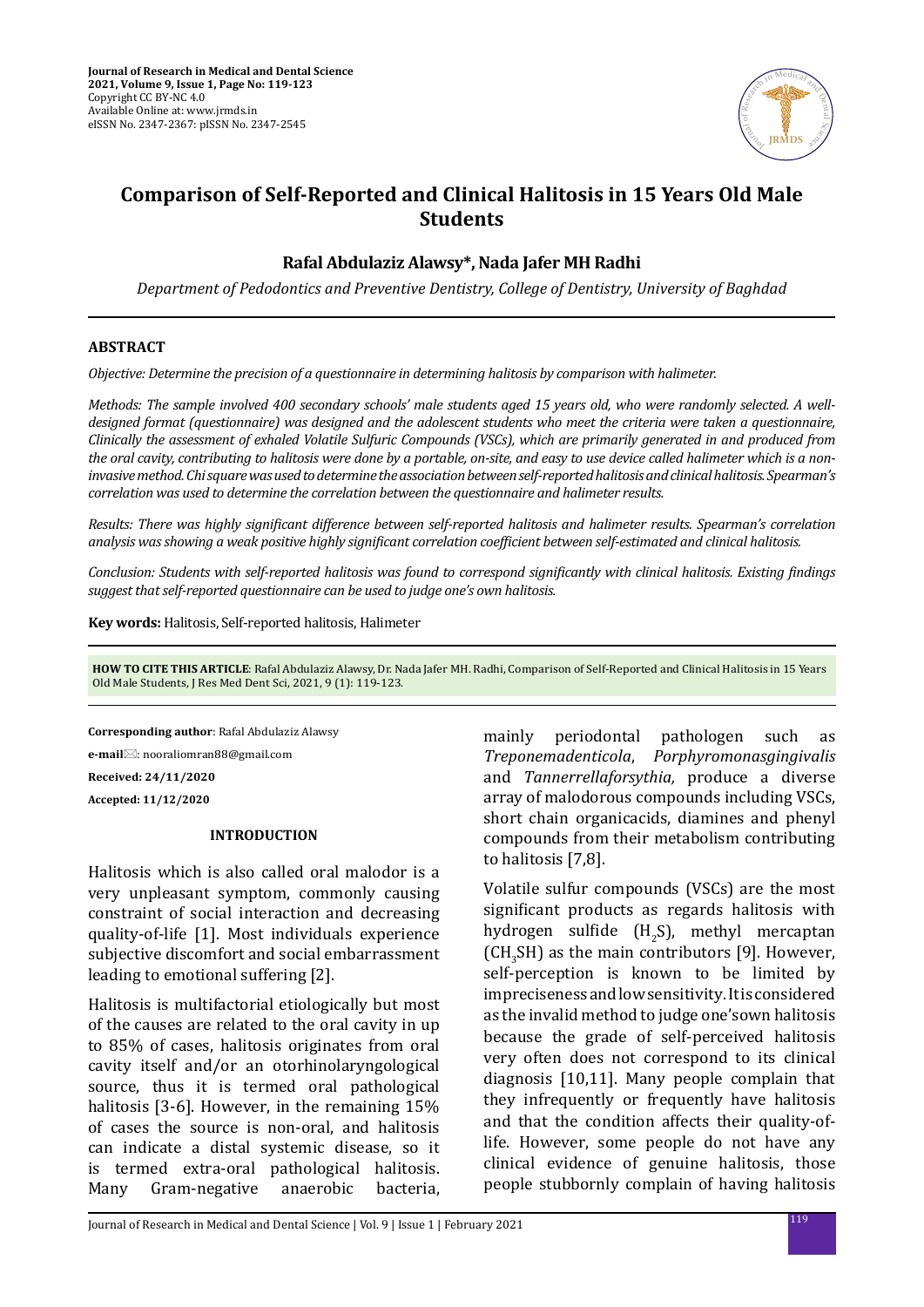# Comparison of Self-Reported and Clinical Halitosis in 15 Years Old Male Students

**Rafal Abdulaziz Alawsy\*, Nada Jafer MH Radhi**

*Department of Pedodontics and Preventive Dentistry, College of Dentistry, University of Baghdad*

## ABSTRACT

*Objective: Determine the precision of a questionnaire in determining halitosis by comparison with halimeter.*

*Methods: The sample involved 400 secondary schools' male students aged 15 years old, who were randomly selected. A well-designed format (questionnaire) was designed and the adolescent students who meet the criteria were taken a questionnaire, Clinically the assessment of exhaled Volatile Sulfuric Compounds (VSCs), which are primarily generated in and produced from the oral cavity, contributing to halitosis were done by a portable, on-site, and easy to use device called halimeter which is a non-invasive method. Chi square was used to determine the association between self-reported halitosis and clinical halitosis. Spearman's correlation was used to determine the correlation between the questionnaire and halimeter results.*

*Results: There was highly significant difference between self-reported halitosis and halimeter results. Spearman's correlation analysis was showing a weak positive highly significant correlation coefficient between self-estimated and clinical halitosis.*

*Conclusion: Students with self-reported halitosis was found to correspond significantly with clinical halitosis. Existing findings suggest that self-reported questionnaire can be used to judge one's own halitosis.*

**Key words:** Halitosis, Self-reported halitosis, Halimeter

**HOW TO CITE THIS ARTICLE**: Rafal Abdulaziz Alawsy, Dr. Nada Jafer MH. Radhi, Comparison of Self-Reported and Clinical Halitosis in 15 Years Old Male Students, J Res Med Dent Sci, 2021, 9 (1): 119-123.

**Corresponding author**: Rafal Abdulaziz Alawsy

**e-mail**: nooraliomran88@gmail.com

**Received: 24/11/2020**

**Accepted: 11/12/2020**

## INTRODUCTION

Halitosis which is also called oral malodor is a very unpleasant symptom, commonly causing constraint of social interaction and decreasing quality-of-life [1]. Most individuals experience subjective discomfort and social embarrassment leading to emotional suffering [2].

Halitosis is multifactorial etiologically but most of the causes are related to the oral cavity in up to 85% of cases, halitosis originates from oral cavity itself and/or an otorhinolaryngological source, thus it is termed oral pathological halitosis [3-6]. However, in the remaining 15% of cases the source is non-oral, and halitosis can indicate a distal systemic disease, so it is termed extra-oral pathological halitosis. Many Gram-negative anaerobic bacteria, mainly periodontal pathologen such as *Treponemadenticola*, *Porphyromonasgingivalis* and *Tannerrellaforsythia,* produce a diverse array of malodorous compounds including VSCs, short chain organicacids, diamines and phenyl compounds from their metabolism contributing to halitosis [7,8].

Volatile sulfur compounds (VSCs) are the most significant products as regards halitosis with hydrogen sulfide ($H_2S$), methyl mercaptan ($CH_3SH$) as the main contributors [9]. However, self-perception is known to be limited by impreciseness and low sensitivity. It is considered as the invalid method to judge one'sown halitosis because the grade of self-perceived halitosis very often does not correspond to its clinical diagnosis [10,11]. Many people complain that they infrequently or frequently have halitosis and that the condition affects their quality-of-life. However, some people do not have any clinical evidence of genuine halitosis, those people stubbornly complain of having halitosis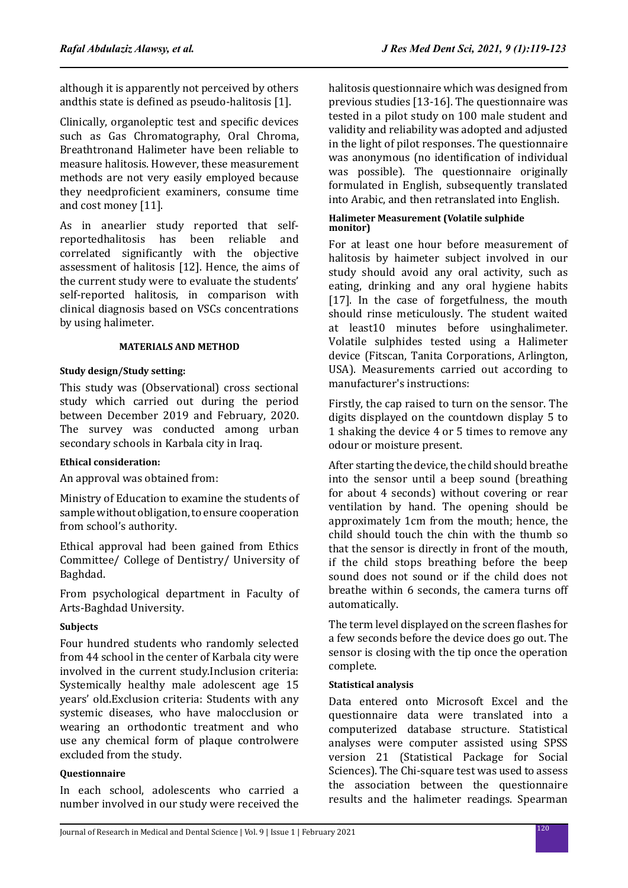although it is apparently not perceived by others andthis state is defined as pseudo-halitosis [1].

Clinically, organoleptic test and specific devices such as Gas Chromatography, Oral Chroma, Breathtronand Halimeter have been reliable to measure halitosis. However, these measurement methods are not very easily employed because they needproficient examiners, consume time and cost money [11].

As in anearlier study reported that self-reportedhalitosis has been reliable and correlated significantly with the objective assessment of halitosis [12]. Hence, the aims of the current study were to evaluate the students' self-reported halitosis, in comparison with clinical diagnosis based on VSCs concentrations by using halimeter.

## MATERIALS AND METHOD

### Study design/Study setting:

This study was (Observational) cross sectional study which carried out during the period between December 2019 and February, 2020. The survey was conducted among urban secondary schools in Karbala city in Iraq.

### Ethical consideration:

An approval was obtained from:

Ministry of Education to examine the students of sample without obligation, to ensure cooperation from school's authority.

Ethical approval had been gained from Ethics Committee/ College of Dentistry/ University of Baghdad.

From psychological department in Faculty of Arts-Baghdad University.

### Subjects

Four hundred students who randomly selected from 44 school in the center of Karbala city were involved in the current study.Inclusion criteria: Systemically healthy male adolescent age 15 years' old.Exclusion criteria: Students with any systemic diseases, who have malocclusion or wearing an orthodontic treatment and who use any chemical form of plaque controlwere excluded from the study.

### Questionnaire

In each school, adolescents who carried a number involved in our study were received the halitosis questionnaire which was designed from previous studies [13-16]. The questionnaire was tested in a pilot study on 100 male student and validity and reliability was adopted and adjusted in the light of pilot responses. The questionnaire was anonymous (no identification of individual was possible). The questionnaire originally formulated in English, subsequently translated into Arabic, and then retranslated into English.

### Halimeter Measurement (Volatile sulphide monitor)

For at least one hour before measurement of halitosis by haimeter subject involved in our study should avoid any oral activity, such as eating, drinking and any oral hygiene habits [17]. In the case of forgetfulness, the mouth should rinse meticulously. The student waited at least10 minutes before usinghalimeter. Volatile sulphides tested using a Halimeter device (Fitscan, Tanita Corporations, Arlington, USA). Measurements carried out according to manufacturer's instructions:

Firstly, the cap raised to turn on the sensor. The digits displayed on the countdown display 5 to 1 shaking the device 4 or 5 times to remove any odour or moisture present.

After starting the device, the child should breathe into the sensor until a beep sound (breathing for about 4 seconds) without covering or rear ventilation by hand. The opening should be approximately 1cm from the mouth; hence, the child should touch the chin with the thumb so that the sensor is directly in front of the mouth, if the child stops breathing before the beep sound does not sound or if the child does not breathe within 6 seconds, the camera turns off automatically.

The term level displayed on the screen flashes for a few seconds before the device does go out. The sensor is closing with the tip once the operation complete.

### Statistical analysis

Data entered onto Microsoft Excel and the questionnaire data were translated into a computerized database structure. Statistical analyses were computer assisted using SPSS version 21 (Statistical Package for Social Sciences). The Chi-square test was used to assess the association between the questionnaire results and the halimeter readings. Spearman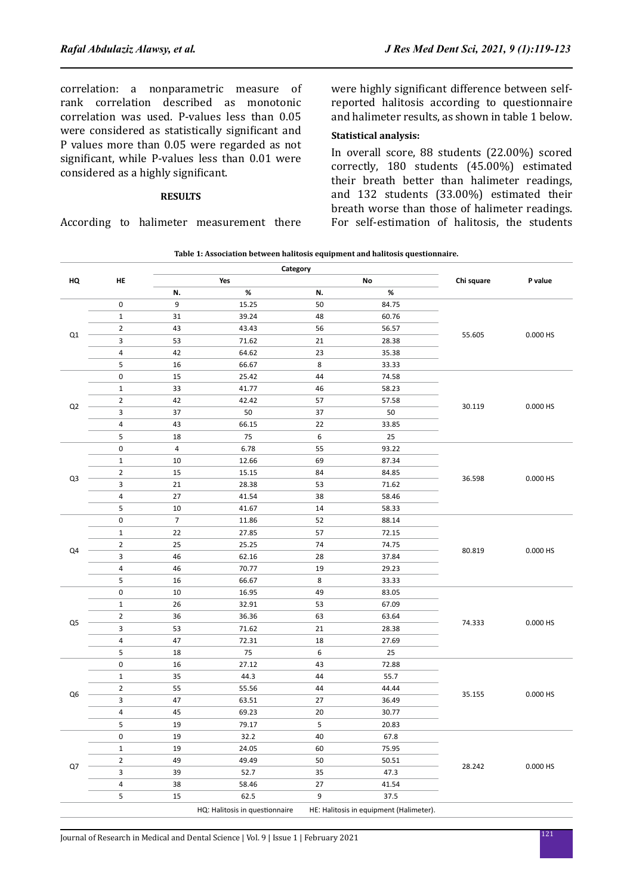correlation: a nonparametric measure of rank correlation described as monotonic correlation was used. P-values less than 0.05 were considered as statistically significant and P values more than 0.05 were regarded as not significant, while P-values less than 0.01 were considered as a highly significant.

## RESULTS

According to halimeter measurement there were highly significant difference between self-reported halitosis according to questionnaire and halimeter results, as shown in table 1 below.

**Statistical analysis:**

In overall score, 88 students (22.00%) scored correctly, 180 students (45.00%) estimated their breath better than halimeter readings, and 132 students (33.00%) estimated their breath worse than those of halimeter readings. For self-estimation of halitosis, the students

**Table 1: Association between halitosis equipment and halitosis questionnaire.**

| HQ | HE | Category | | | | Chi square | P value |
|---|---|---|---|---|---|---|---|
| | | Yes | | No | | | |
| | | N. | % | N. | % | | |
| Q1 | 0 | 9 | 15.25 | 50 | 84.75 | 55.605 | 0.000 HS |
| | 1 | 31 | 39.24 | 48 | 60.76 | | |
| | 2 | 43 | 43.43 | 56 | 56.57 | | |
| | 3 | 53 | 71.62 | 21 | 28.38 | | |
| | 4 | 42 | 64.62 | 23 | 35.38 | | |
| | 5 | 16 | 66.67 | 8 | 33.33 | | |
| Q2 | 0 | 15 | 25.42 | 44 | 74.58 | 30.119 | 0.000 HS |
| | 1 | 33 | 41.77 | 46 | 58.23 | | |
| | 2 | 42 | 42.42 | 57 | 57.58 | | |
| | 3 | 37 | 50 | 37 | 50 | | |
| | 4 | 43 | 66.15 | 22 | 33.85 | | |
| | 5 | 18 | 75 | 6 | 25 | | |
| Q3 | 0 | 4 | 6.78 | 55 | 93.22 | 36.598 | 0.000 HS |
| | 1 | 10 | 12.66 | 69 | 87.34 | | |
| | 2 | 15 | 15.15 | 84 | 84.85 | | |
| | 3 | 21 | 28.38 | 53 | 71.62 | | |
| | 4 | 27 | 41.54 | 38 | 58.46 | | |
| | 5 | 10 | 41.67 | 14 | 58.33 | | |
| Q4 | 0 | 7 | 11.86 | 52 | 88.14 | 80.819 | 0.000 HS |
| | 1 | 22 | 27.85 | 57 | 72.15 | | |
| | 2 | 25 | 25.25 | 74 | 74.75 | | |
| | 3 | 46 | 62.16 | 28 | 37.84 | | |
| | 4 | 46 | 70.77 | 19 | 29.23 | | |
| | 5 | 16 | 66.67 | 8 | 33.33 | | |
| Q5 | 0 | 10 | 16.95 | 49 | 83.05 | 74.333 | 0.000 HS |
| | 1 | 26 | 32.91 | 53 | 67.09 | | |
| | 2 | 36 | 36.36 | 63 | 63.64 | | |
| | 3 | 53 | 71.62 | 21 | 28.38 | | |
| | 4 | 47 | 72.31 | 18 | 27.69 | | |
| | 5 | 18 | 75 | 6 | 25 | | |
| Q6 | 0 | 16 | 27.12 | 43 | 72.88 | 35.155 | 0.000 HS |
| | 1 | 35 | 44.3 | 44 | 55.7 | | |
| | 2 | 55 | 55.56 | 44 | 44.44 | | |
| | 3 | 47 | 63.51 | 27 | 36.49 | | |
| | 4 | 45 | 69.23 | 20 | 30.77 | | |
| | 5 | 19 | 79.17 | 5 | 20.83 | | |
| Q7 | 0 | 19 | 32.2 | 40 | 67.8 | 28.242 | 0.000 HS |
| | 1 | 19 | 24.05 | 60 | 75.95 | | |
| | 2 | 49 | 49.49 | 50 | 50.51 | | |
| | 3 | 39 | 52.7 | 35 | 47.3 | | |
| | 4 | 38 | 58.46 | 27 | 41.54 | | |
| | 5 | 15 | 62.5 | 9 | 37.5 | | |

HQ: Halitosis in questionnaire HE: Halitosis in equipment (Halimeter).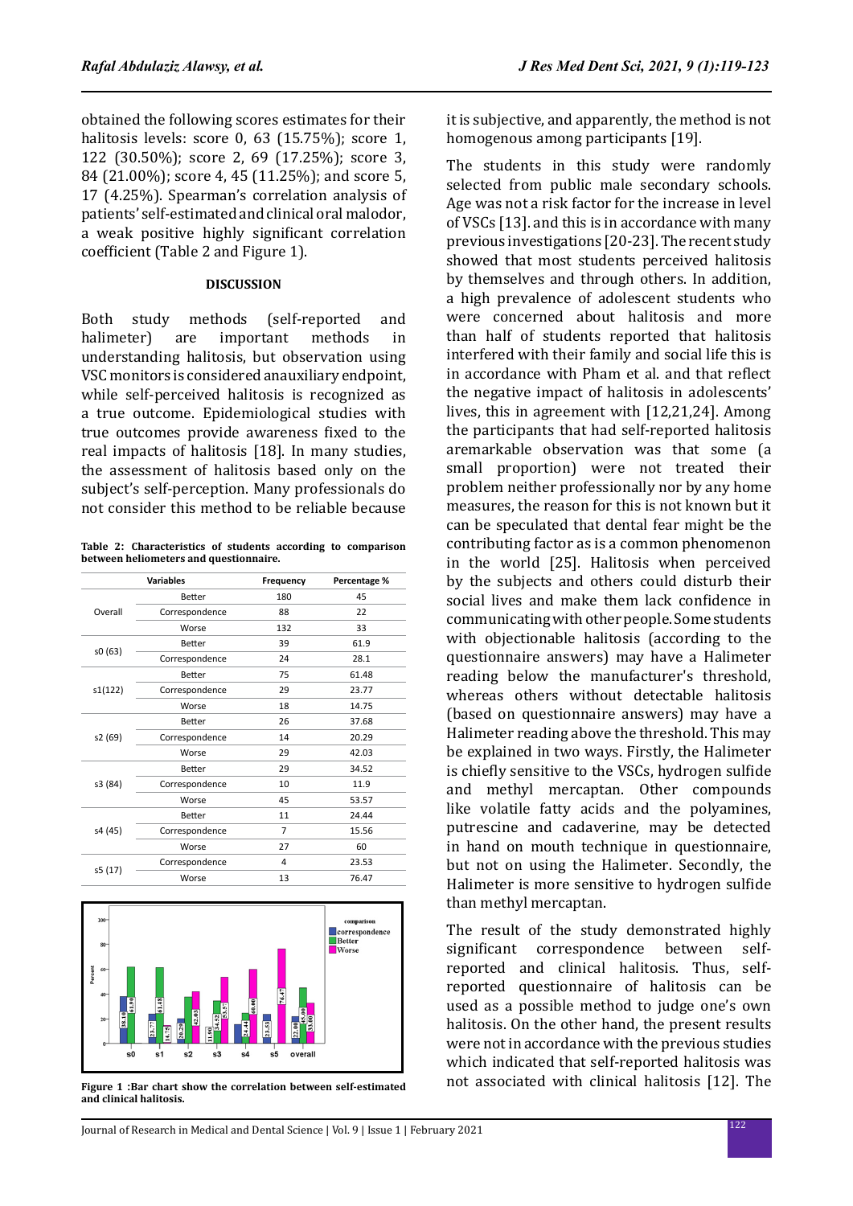obtained the following scores estimates for their halitosis levels: score 0, 63 (15.75%); score 1, 122 (30.50%); score 2, 69 (17.25%); score 3, 84 (21.00%); score 4, 45 (11.25%); and score 5, 17 (4.25%). Spearman's correlation analysis of patients' self-estimated and clinical oral malodor, a weak positive highly significant correlation coefficient (Table 2 and Figure 1).

## DISCUSSION

Both study methods (self-reported and halimeter) are important methods in understanding halitosis, but observation using VSC monitors is considered anauxiliary endpoint, while self-perceived halitosis is recognized as a true outcome. Epidemiological studies with true outcomes provide awareness fixed to the real impacts of halitosis [18]. In many studies, the assessment of halitosis based only on the subject's self-perception. Many professionals do not consider this method to be reliable because it is subjective, and apparently, the method is not homogenous among participants [19].

**Table 2: Characteristics of students according to comparison between heliometers and questionnaire.**

| Variables | | Frequency | Percentage % |
|---|---|---|---|
| Overall | Better | 180 | 45 |
| | Correspondence | 88 | 22 |
| | Worse | 132 | 33 |
| s0 (63) | Better | 39 | 61.9 |
| | Correspondence | 24 | 28.1 |
| s1(122) | Better | 75 | 61.48 |
| | Correspondence | 29 | 23.77 |
| | Worse | 18 | 14.75 |
| s2 (69) | Better | 26 | 37.68 |
| | Correspondence | 14 | 20.29 |
| | Worse | 29 | 42.03 |
| s3 (84) | Better | 29 | 34.52 |
| | Correspondence | 10 | 11.9 |
| | Worse | 45 | 53.57 |
| s4 (45) | Better | 11 | 24.44 |
| | Correspondence | 7 | 15.56 |
| | Worse | 27 | 60 |
| s5 (17) | Correspondence | 4 | 23.53 |
| | Worse | 13 | 76.47 |

**Figure 1 :Bar chart show the correlation between self-estimated and clinical halitosis.**

The students in this study were randomly selected from public male secondary schools. Age was not a risk factor for the increase in level of VSCs [13]. and this is in accordance with many previous investigations [20-23]. The recent study showed that most students perceived halitosis by themselves and through others. In addition, a high prevalence of adolescent students who were concerned about halitosis and more than half of students reported that halitosis interfered with their family and social life this is in accordance with Pham et al. and that reflect the negative impact of halitosis in adolescents' lives, this in agreement with [12,21,24]. Among the participants that had self-reported halitosis aremarkable observation was that some (a small proportion) were not treated their problem neither professionally nor by any home measures, the reason for this is not known but it can be speculated that dental fear might be the contributing factor as is a common phenomenon in the world [25]. Halitosis when perceived by the subjects and others could disturb their social lives and make them lack confidence in communicating with other people. Some students with objectionable halitosis (according to the questionnaire answers) may have a Halimeter reading below the manufacturer's threshold, whereas others without detectable halitosis (based on questionnaire answers) may have a Halimeter reading above the threshold. This may be explained in two ways. Firstly, the Halimeter is chiefly sensitive to the VSCs, hydrogen sulfide and methyl mercaptan. Other compounds like volatile fatty acids and the polyamines, putrescine and cadaverine, may be detected in hand on mouth technique in questionnaire, but not on using the Halimeter. Secondly, the Halimeter is more sensitive to hydrogen sulfide than methyl mercaptan.

The result of the study demonstrated highly significant correspondence between self-reported and clinical halitosis. Thus, self-reported questionnaire of halitosis can be used as a possible method to judge one's own halitosis. On the other hand, the present results were not in accordance with the previous studies which indicated that self-reported halitosis was not associated with clinical halitosis [12]. The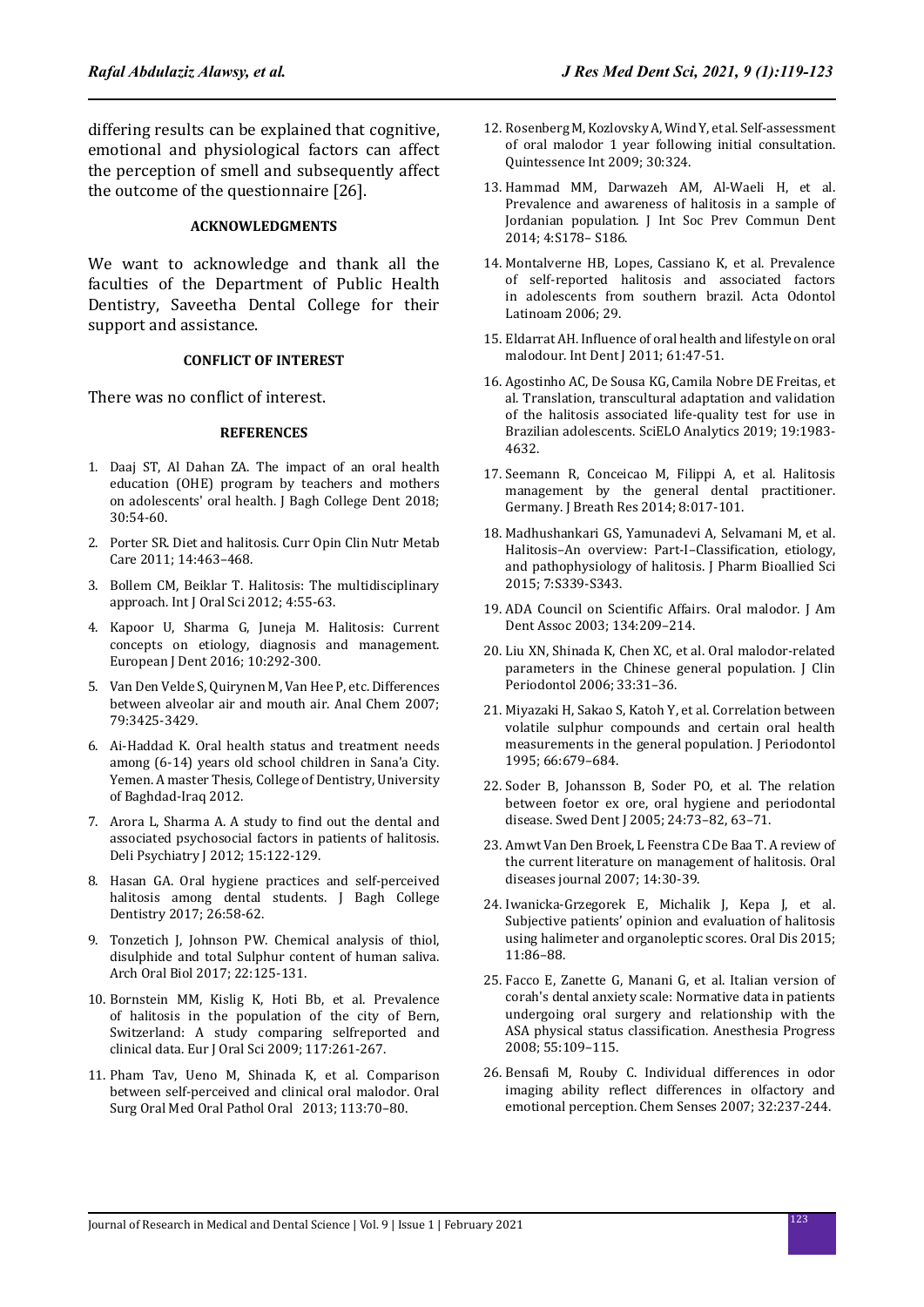differing results can be explained that cognitive, emotional and physiological factors can affect the perception of smell and subsequently affect the outcome of the questionnaire [26].

## ACKNOWLEDGMENTS

We want to acknowledge and thank all the faculties of the Department of Public Health Dentistry, Saveetha Dental College for their support and assistance.

## CONFLICT OF INTEREST

There was no conflict of interest.

## REFERENCES

1. Daaj ST, Al Dahan ZA. The impact of an oral health education (OHE) program by teachers and mothers on adolescents' oral health. J Bagh College Dent 2018; 30:54-60.
2. Porter SR. Diet and halitosis. Curr Opin Clin Nutr Metab Care 2011; 14:463–468.
3. Bollem CM, Beiklar T. Halitosis: The multidisciplinary approach. Int J Oral Sci 2012; 4:55-63.
4. Kapoor U, Sharma G, Juneja M. Halitosis: Current concepts on etiology, diagnosis and management. European J Dent 2016; 10:292-300.
5. Van Den Velde S, Quirynen M, Van Hee P, etc. Differences between alveolar air and mouth air. Anal Chem 2007; 79:3425-3429.
6. Ai-Haddad K. Oral health status and treatment needs among (6-14) years old school children in Sana'a City. Yemen. A master Thesis, College of Dentistry, University of Baghdad-Iraq 2012.
7. Arora L, Sharma A. A study to find out the dental and associated psychosocial factors in patients of halitosis. Deli Psychiatry J 2012; 15:122-129.
8. Hasan GA. Oral hygiene practices and self-perceived halitosis among dental students. J Bagh College Dentistry 2017; 26:58-62.
9. Tonzetich J, Johnson PW. Chemical analysis of thiol, disulphide and total Sulphur content of human saliva. Arch Oral Biol 2017; 22:125-131.
10. Bornstein MM, Kislig K, Hoti Bb, et al. Prevalence of halitosis in the population of the city of Bern, Switzerland: A study comparing selfreported and clinical data. Eur J Oral Sci 2009; 117:261-267.
11. Pham Tav, Ueno M, Shinada K, et al. Comparison between self-perceived and clinical oral malodor. Oral Surg Oral Med Oral Pathol Oral 2013; 113:70–80.
12. Rosenberg M, Kozlovsky A, Wind Y, et al. Self-assessment of oral malodor 1 year following initial consultation. Quintessence Int 2009; 30:324.
13. Hammad MM, Darwazeh AM, Al-Waeli H, et al. Prevalence and awareness of halitosis in a sample of Jordanian population. J Int Soc Prev Commun Dent 2014; 4:S178– S186.
14. Montalverne HB, Lopes, Cassiano K, et al. Prevalence of self-reported halitosis and associated factors in adolescents from southern brazil. Acta Odontol Latinoam 2006; 29.
15. Eldarrat AH. Influence of oral health and lifestyle on oral malodour. Int Dent J 2011; 61:47-51.
16. Agostinho AC, De Sousa KG, Camila Nobre DE Freitas, et al. Translation, transcultural adaptation and validation of the halitosis associated life-quality test for use in Brazilian adolescents. SciELO Analytics 2019; 19:1983-4632.
17. Seemann R, Conceicao M, Filippi A, et al. Halitosis management by the general dental practitioner. Germany. J Breath Res 2014; 8:017-101.
18. Madhushankari GS, Yamunadevi A, Selvamani M, et al. Halitosis–An overview: Part-I–Classification, etiology, and pathophysiology of halitosis. J Pharm Bioallied Sci 2015; 7:S339-S343.
19. ADA Council on Scientific Affairs. Oral malodor. J Am Dent Assoc 2003; 134:209–214.
20. Liu XN, Shinada K, Chen XC, et al. Oral malodor-related parameters in the Chinese general population. J Clin Periodontol 2006; 33:31–36.
21. Miyazaki H, Sakao S, Katoh Y, et al. Correlation between volatile sulphur compounds and certain oral health measurements in the general population. J Periodontol 1995; 66:679–684.
22. Soder B, Johansson B, Soder PO, et al. The relation between foetor ex ore, oral hygiene and periodontal disease. Swed Dent J 2005; 24:73–82, 63–71.
23. Amwt Van Den Broek, L Feenstra C De Baa T. A review of the current literature on management of halitosis. Oral diseases journal 2007; 14:30-39.
24. Iwanicka-Grzegorek E, Michalik J, Kepa J, et al. Subjective patients' opinion and evaluation of halitosis using halimeter and organoleptic scores. Oral Dis 2015; 11:86–88.
25. Facco E, Zanette G, Manani G, et al. Italian version of corah's dental anxiety scale: Normative data in patients undergoing oral surgery and relationship with the ASA physical status classification. Anesthesia Progress 2008; 55:109–115.
26. Bensafi M, Rouby C. Individual differences in odor imaging ability reflect differences in olfactory and emotional perception. Chem Senses 2007; 32:237-244.